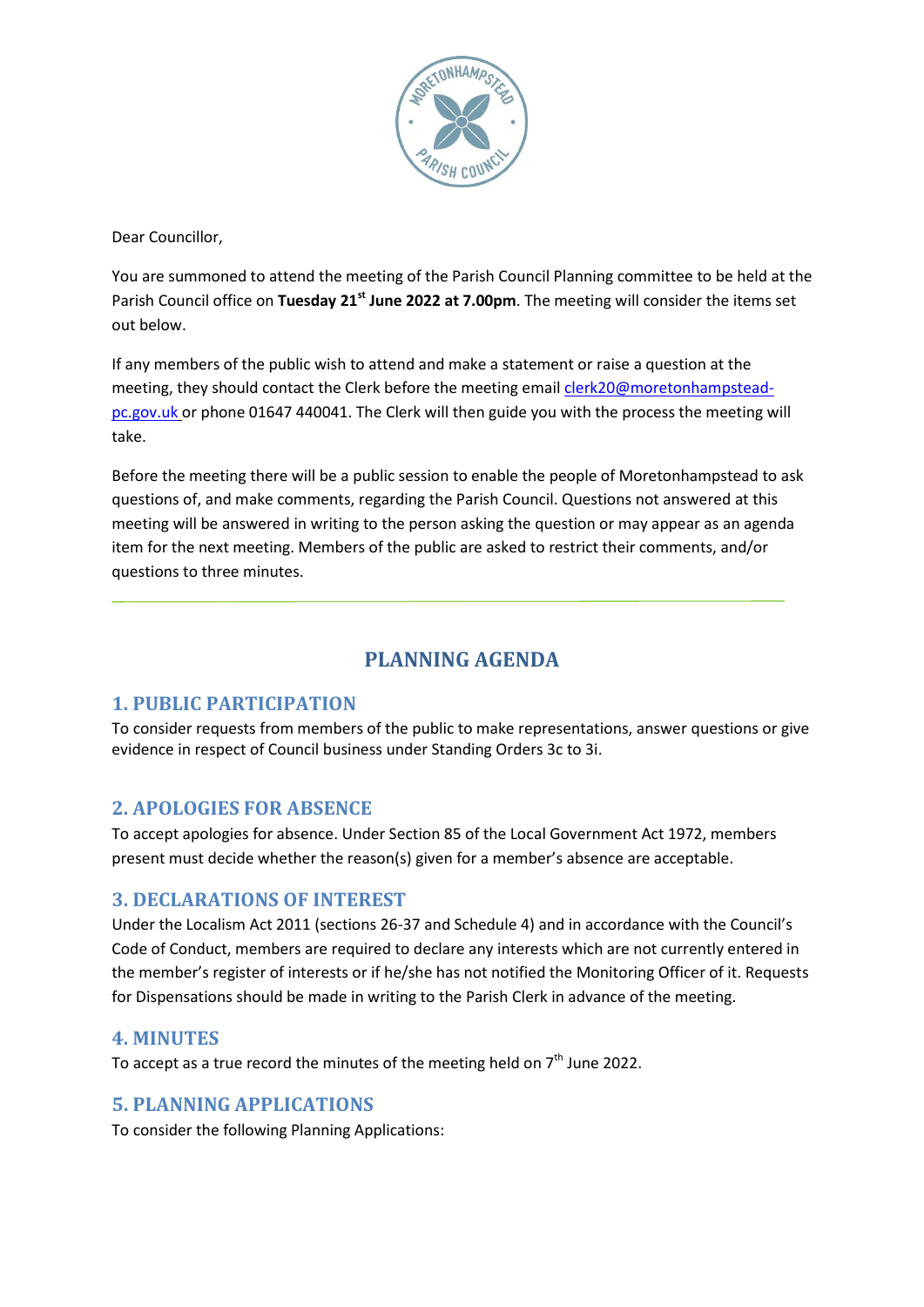Dear Councillor,

You are summoned to attend the meeting of the Parish Council Planning committee to be held at the Parish Council office on **Tuesday 21st June 2022 at 7.00pm**. The meeting will consider the items set out below.

If any members of the public wish to attend and make a statement or raise a question at the meeting, they should contact the Clerk before the meeting email clerk20@moretonhampstead-pc.gov.uk or phone 01647 440041. The Clerk will then guide you with the process the meeting will take.

Before the meeting there will be a public session to enable the people of Moretonhampstead to ask questions of, and make comments, regarding the Parish Council. Questions not answered at this meeting will be answered in writing to the person asking the question or may appear as an agenda item for the next meeting. Members of the public are asked to restrict their comments, and/or questions to three minutes.

---

# PLANNING AGENDA

## 1. PUBLIC PARTICIPATION

To consider requests from members of the public to make representations, answer questions or give evidence in respect of Council business under Standing Orders 3c to 3i.

## 2. APOLOGIES FOR ABSENCE

To accept apologies for absence. Under Section 85 of the Local Government Act 1972, members present must decide whether the reason(s) given for a member's absence are acceptable.

## 3. DECLARATIONS OF INTEREST

Under the Localism Act 2011 (sections 26-37 and Schedule 4) and in accordance with the Council's Code of Conduct, members are required to declare any interests which are not currently entered in the member's register of interests or if he/she has not notified the Monitoring Officer of it. Requests for Dispensations should be made in writing to the Parish Clerk in advance of the meeting.

## 4. MINUTES

To accept as a true record the minutes of the meeting held on 7th June 2022.

## 5. PLANNING APPLICATIONS

To consider the following Planning Applications: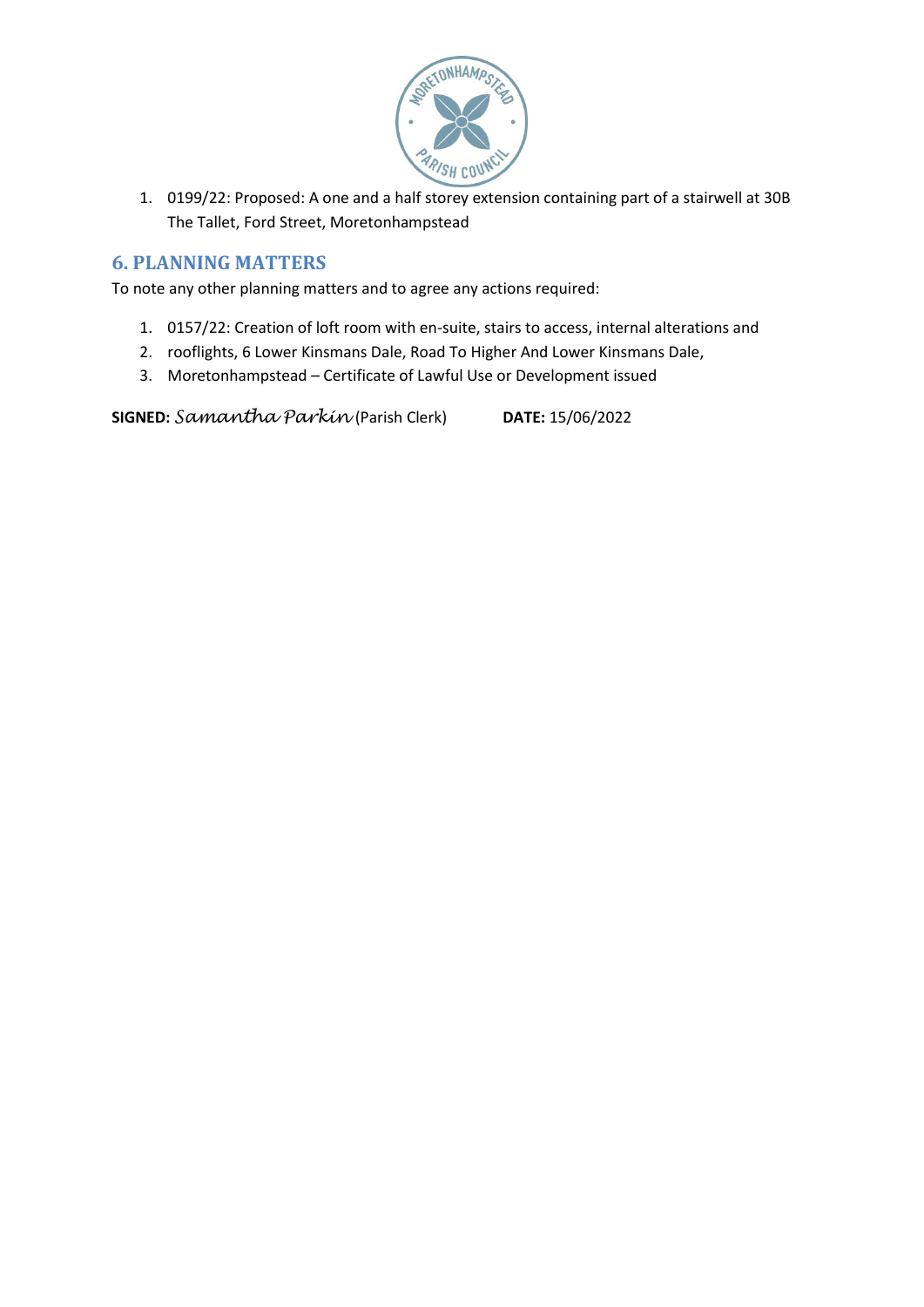1. 0199/22: Proposed: A one and a half storey extension containing part of a stairwell at 30B The Tallet, Ford Street, Moretonhampstead

## 6. PLANNING MATTERS

To note any other planning matters and to agree any actions required:

1. 0157/22: Creation of loft room with en-suite, stairs to access, internal alterations and
2. rooflights, 6 Lower Kinsmans Dale, Road To Higher And Lower Kinsmans Dale,
3. Moretonhampstead – Certificate of Lawful Use or Development issued

**SIGNED:** *Samantha Parkin* (Parish Clerk) **DATE:** 15/06/2022